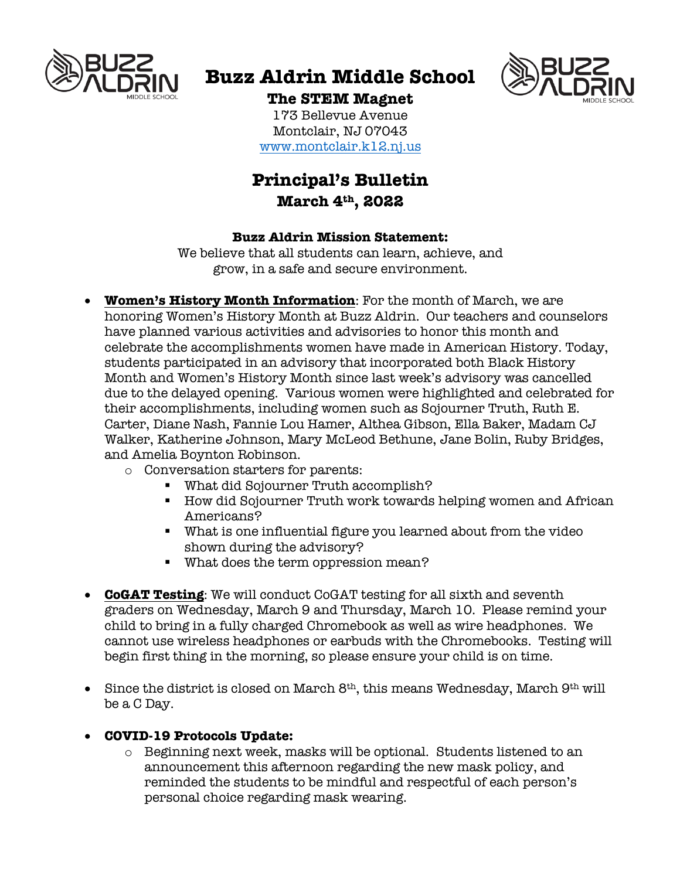# Buzz Aldrin Middle School

**The STEM Magnet**

173 Bellevue Avenue
Montclair, NJ 07043
www.montclair.k12.nj.us

## Principal's Bulletin

**March 4th, 2022**

**Buzz Aldrin Mission Statement:**

We believe that all students can learn, achieve, and grow, in a safe and secure environment.

- **Women's History Month Information**: For the month of March, we are honoring Women's History Month at Buzz Aldrin. Our teachers and counselors have planned various activities and advisories to honor this month and celebrate the accomplishments women have made in American History. Today, students participated in an advisory that incorporated both Black History Month and Women's History Month since last week's advisory was cancelled due to the delayed opening. Various women were highlighted and celebrated for their accomplishments, including women such as Sojourner Truth, Ruth E. Carter, Diane Nash, Fannie Lou Hamer, Althea Gibson, Ella Baker, Madam CJ Walker, Katherine Johnson, Mary McLeod Bethune, Jane Bolin, Ruby Bridges, and Amelia Boynton Robinson.
    - Conversation starters for parents:
        - What did Sojourner Truth accomplish?
        - How did Sojourner Truth work towards helping women and African Americans?
        - What is one influential figure you learned about from the video shown during the advisory?
        - What does the term oppression mean?

- **CoGAT Testing**: We will conduct CoGAT testing for all sixth and seventh graders on Wednesday, March 9 and Thursday, March 10. Please remind your child to bring in a fully charged Chromebook as well as wire headphones. We cannot use wireless headphones or earbuds with the Chromebooks. Testing will begin first thing in the morning, so please ensure your child is on time.

- Since the district is closed on March 8th, this means Wednesday, March 9th will be a C Day.

- **COVID-19 Protocols Update:**
    - Beginning next week, masks will be optional. Students listened to an announcement this afternoon regarding the new mask policy, and reminded the students to be mindful and respectful of each person's personal choice regarding mask wearing.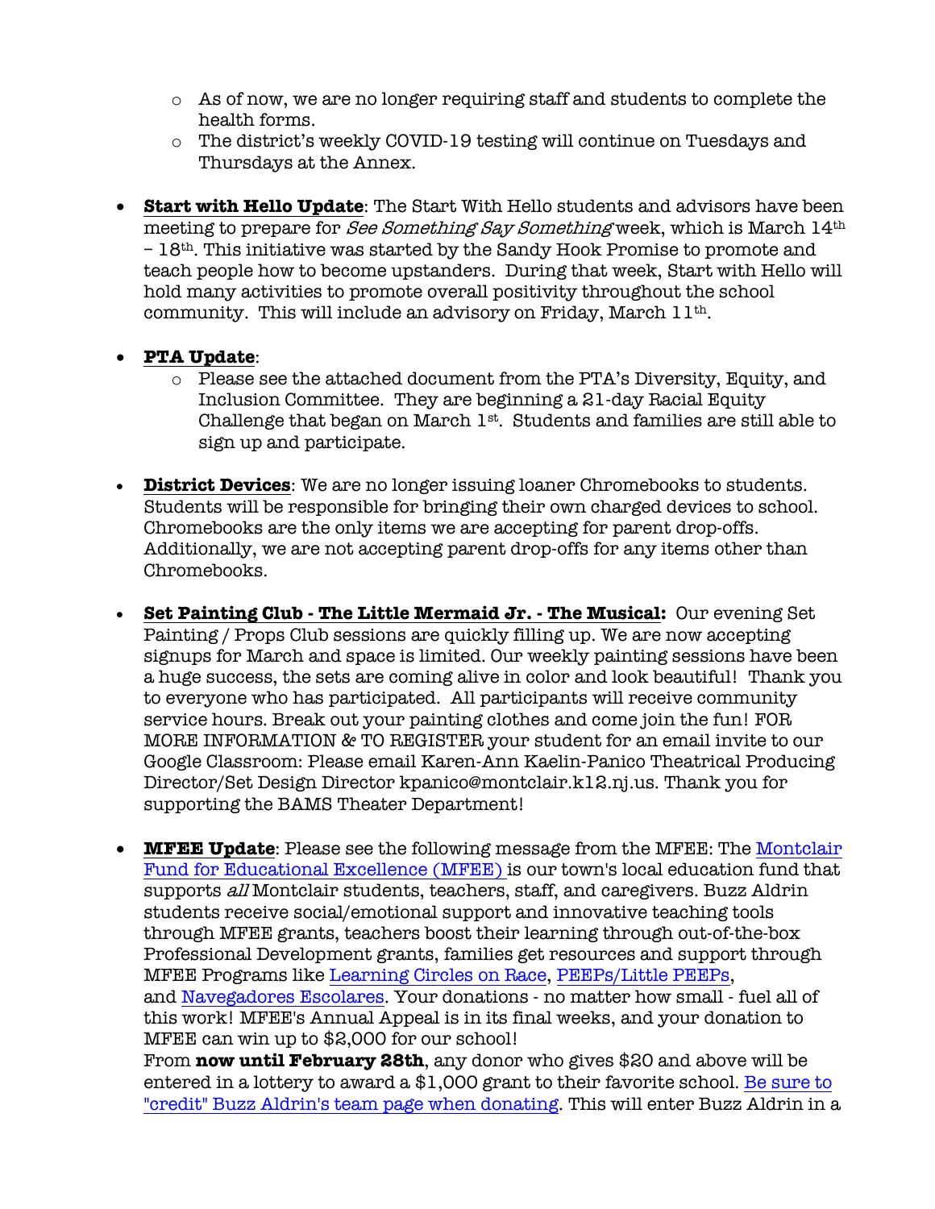- As of now, we are no longer requiring staff and students to complete the health forms.
    - The district's weekly COVID-19 testing will continue on Tuesdays and Thursdays at the Annex.

- **Start with Hello Update**: The Start With Hello students and advisors have been meeting to prepare for *See Something Say Something* week, which is March 14th – 18th. This initiative was started by the Sandy Hook Promise to promote and teach people how to become upstanders. During that week, Start with Hello will hold many activities to promote overall positivity throughout the school community. This will include an advisory on Friday, March 11th.

- **PTA Update**:
    - Please see the attached document from the PTA's Diversity, Equity, and Inclusion Committee. They are beginning a 21-day Racial Equity Challenge that began on March 1st. Students and families are still able to sign up and participate.

- **District Devices**: We are no longer issuing loaner Chromebooks to students. Students will be responsible for bringing their own charged devices to school. Chromebooks are the only items we are accepting for parent drop-offs. Additionally, we are not accepting parent drop-offs for any items other than Chromebooks.

- **Set Painting Club - The Little Mermaid Jr. - The Musical:** Our evening Set Painting / Props Club sessions are quickly filling up. We are now accepting signups for March and space is limited. Our weekly painting sessions have been a huge success, the sets are coming alive in color and look beautiful! Thank you to everyone who has participated. All participants will receive community service hours. Break out your painting clothes and come join the fun! FOR MORE INFORMATION & TO REGISTER your student for an email invite to our Google Classroom: Please email Karen-Ann Kaelin-Panico Theatrical Producing Director/Set Design Director kpanico@montclair.k12.nj.us. Thank you for supporting the BAMS Theater Department!

- **MFEE Update**: Please see the following message from the MFEE: The Montclair Fund for Educational Excellence (MFEE) is our town's local education fund that supports *all* Montclair students, teachers, staff, and caregivers. Buzz Aldrin students receive social/emotional support and innovative teaching tools through MFEE grants, teachers boost their learning through out-of-the-box Professional Development grants, families get resources and support through MFEE Programs like Learning Circles on Race, PEEPs/Little PEEPs, and Navegadores Escolares. Your donations - no matter how small - fuel all of this work! MFEE's Annual Appeal is in its final weeks, and your donation to MFEE can win up to $2,000 for our school!
From **now until February 28th**, any donor who gives $20 and above will be entered in a lottery to award a $1,000 grant to their favorite school. Be sure to "credit" Buzz Aldrin's team page when donating. This will enter Buzz Aldrin in a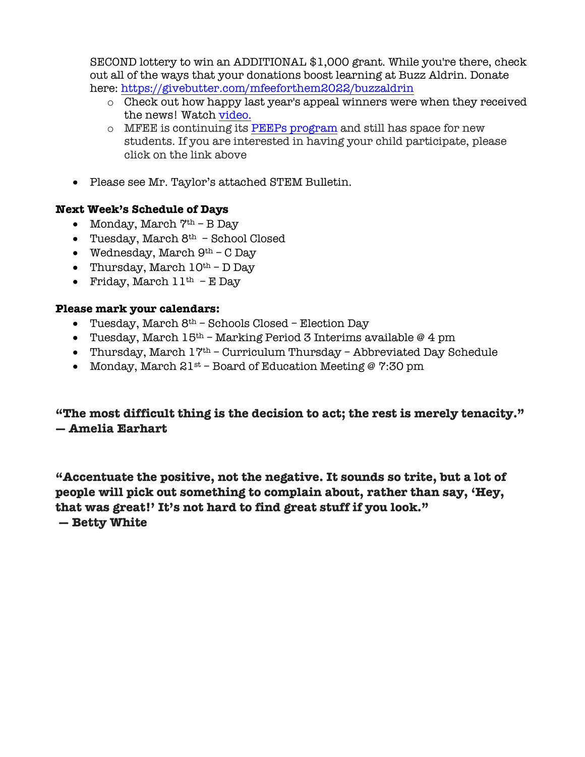SECOND lottery to win an ADDITIONAL $1,000 grant. While you're there, check out all of the ways that your donations boost learning at Buzz Aldrin. Donate here: https://givebutter.com/mfeeforthem2022/buzzaldrin

  - Check out how happy last year's appeal winners were when they received the news! Watch video.
  - MFEE is continuing its PEEPs program and still has space for new students. If you are interested in having your child participate, please click on the link above

- Please see Mr. Taylor's attached STEM Bulletin.

**Next Week's Schedule of Days**

- Monday, March 7th – B Day
- Tuesday, March 8th – School Closed
- Wednesday, March 9th – C Day
- Thursday, March 10th – D Day
- Friday, March 11th – E Day

**Please mark your calendars:**

- Tuesday, March 8th – Schools Closed – Election Day
- Tuesday, March 15th – Marking Period 3 Interims available @ 4 pm
- Thursday, March 17th – Curriculum Thursday – Abbreviated Day Schedule
- Monday, March 21st – Board of Education Meeting @ 7:30 pm

**"The most difficult thing is the decision to act; the rest is merely tenacity."**
**— Amelia Earhart**

**"Accentuate the positive, not the negative. It sounds so trite, but a lot of people will pick out something to complain about, rather than say, 'Hey, that was great!' It's not hard to find great stuff if you look."**
**— Betty White**